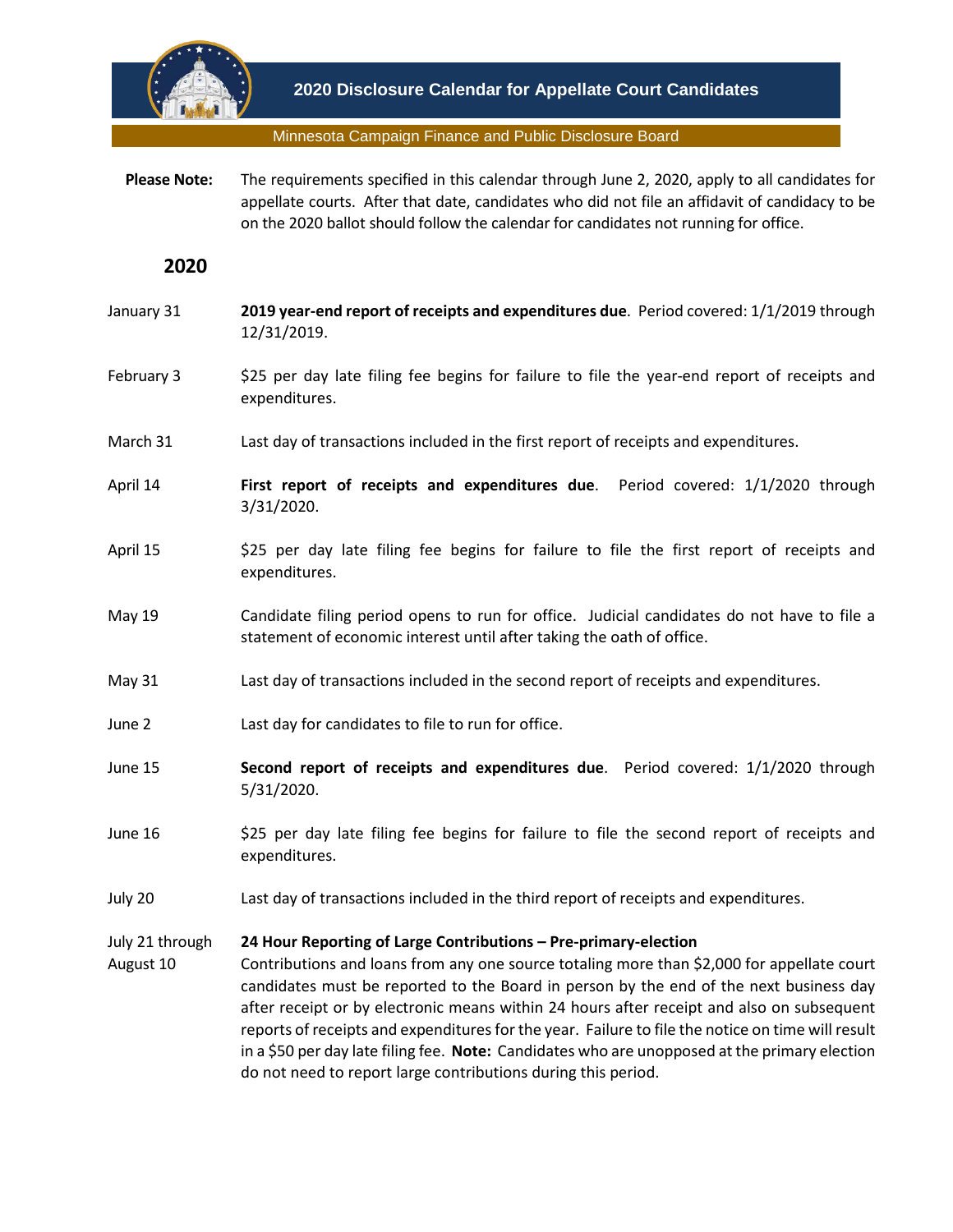# 2020 Disclosure Calendar for Appellate Court Candidates

Minnesota Campaign Finance and Public Disclosure Board

**Please Note:** The requirements specified in this calendar through June 2, 2020, apply to all candidates for appellate courts. After that date, candidates who did not file an affidavit of candidacy to be on the 2020 ballot should follow the calendar for candidates not running for office.

## 2020

January 31 — **2019 year-end report of receipts and expenditures due**. Period covered: 1/1/2019 through 12/31/2019.

February 3 — $25 per day late filing fee begins for failure to file the year-end report of receipts and expenditures.

March 31 — Last day of transactions included in the first report of receipts and expenditures.

April 14 — **First report of receipts and expenditures due**. Period covered: 1/1/2020 through 3/31/2020.

April 15 — $25 per day late filing fee begins for failure to file the first report of receipts and expenditures.

May 19 — Candidate filing period opens to run for office. Judicial candidates do not have to file a statement of economic interest until after taking the oath of office.

May 31 — Last day of transactions included in the second report of receipts and expenditures.

June 2 — Last day for candidates to file to run for office.

June 15 — **Second report of receipts and expenditures due**. Period covered: 1/1/2020 through 5/31/2020.

June 16 — $25 per day late filing fee begins for failure to file the second report of receipts and expenditures.

July 20 — Last day of transactions included in the third report of receipts and expenditures.

July 21 through August 10 — **24 Hour Reporting of Large Contributions – Pre-primary-election**
Contributions and loans from any one source totaling more than $2,000 for appellate court candidates must be reported to the Board in person by the end of the next business day after receipt or by electronic means within 24 hours after receipt and also on subsequent reports of receipts and expenditures for the year. Failure to file the notice on time will result in a $50 per day late filing fee. **Note:** Candidates who are unopposed at the primary election do not need to report large contributions during this period.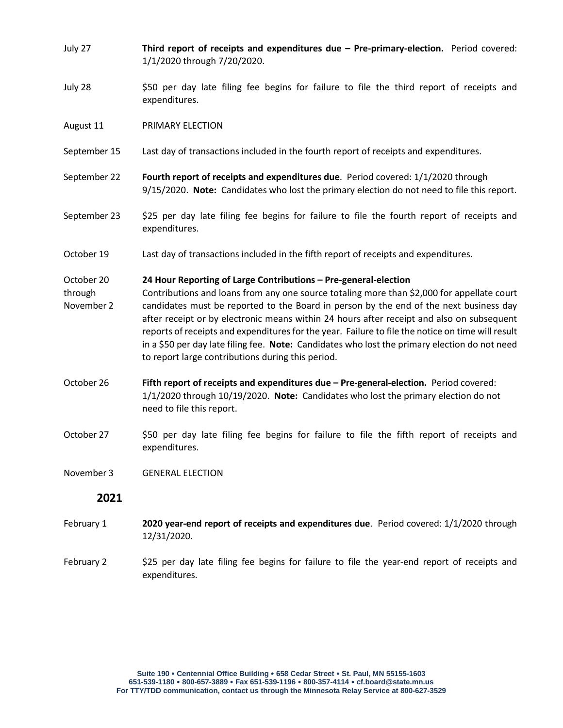July 27 **Third report of receipts and expenditures due – Pre-primary-election.** Period covered: 1/1/2020 through 7/20/2020.

July 28 $50 per day late filing fee begins for failure to file the third report of receipts and expenditures.

August 11 PRIMARY ELECTION

September 15 Last day of transactions included in the fourth report of receipts and expenditures.

September 22 **Fourth report of receipts and expenditures due**. Period covered: 1/1/2020 through 9/15/2020. **Note:** Candidates who lost the primary election do not need to file this report.

September 23 $25 per day late filing fee begins for failure to file the fourth report of receipts and expenditures.

October 19 Last day of transactions included in the fifth report of receipts and expenditures.

October 20 through November 2 **24 Hour Reporting of Large Contributions – Pre-general-election**
Contributions and loans from any one source totaling more than $2,000 for appellate court candidates must be reported to the Board in person by the end of the next business day after receipt or by electronic means within 24 hours after receipt and also on subsequent reports of receipts and expenditures for the year. Failure to file the notice on time will result in a $50 per day late filing fee. **Note:** Candidates who lost the primary election do not need to report large contributions during this period.

October 26 **Fifth report of receipts and expenditures due – Pre-general-election.** Period covered: 1/1/2020 through 10/19/2020. **Note:** Candidates who lost the primary election do not need to file this report.

October 27 $50 per day late filing fee begins for failure to file the fifth report of receipts and expenditures.

November 3 GENERAL ELECTION

## 2021

February 1 **2020 year-end report of receipts and expenditures due**. Period covered: 1/1/2020 through 12/31/2020.

February 2 $25 per day late filing fee begins for failure to file the year-end report of receipts and expenditures.

Suite 190 • Centennial Office Building • 658 Cedar Street • St. Paul, MN 55155-1603
651-539-1180 • 800-657-3889 • Fax 651-539-1196 • 800-357-4114 • cf.board@state.mn.us
For TTY/TDD communication, contact us through the Minnesota Relay Service at 800-627-3529